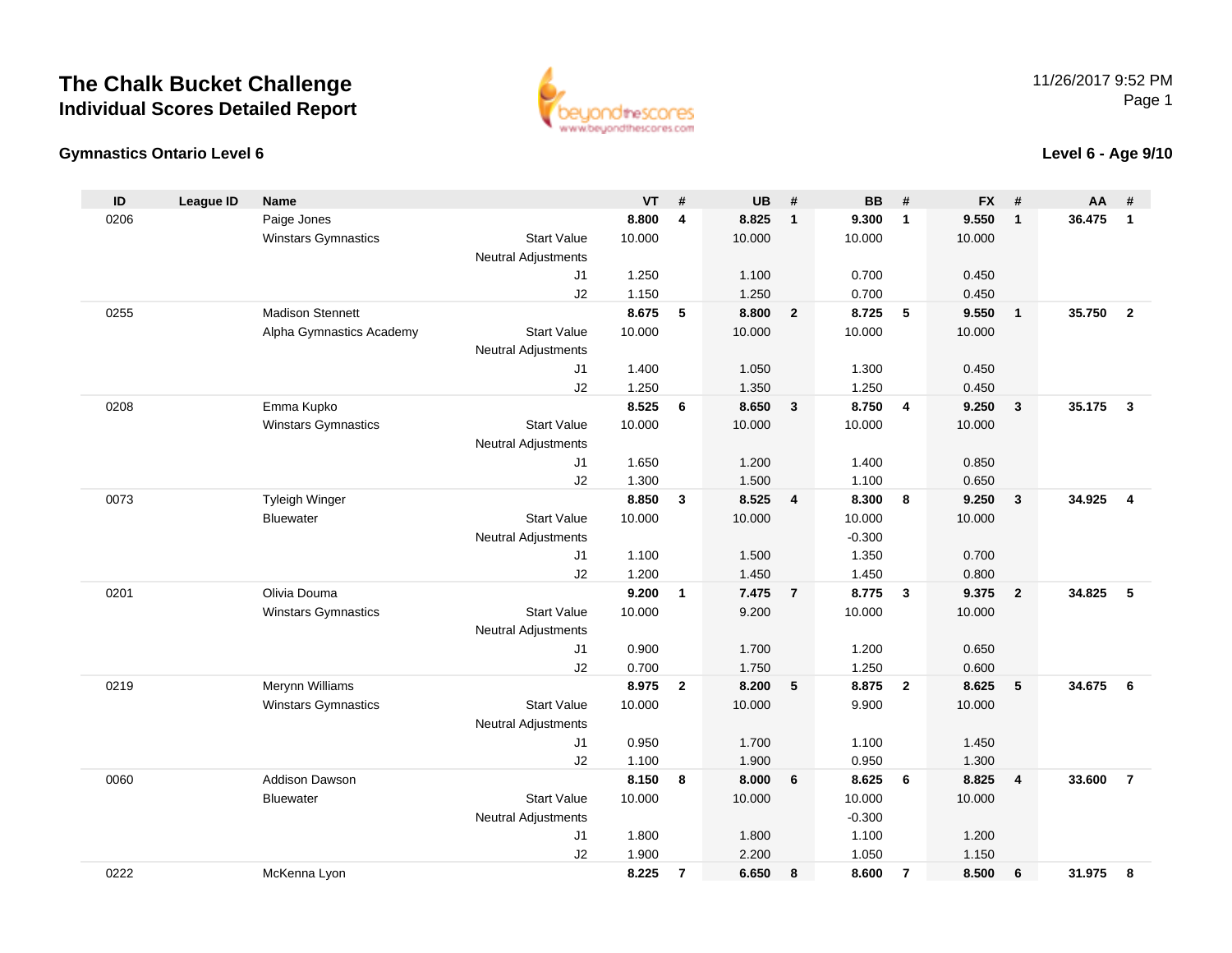# The Chalk Bucket Challenge
## Individual Scores Detailed Report

11/26/2017 9:52 PM

### Gymnastics Ontario Level 6

### Level 6 - Age 9/10

| ID | League ID | Name | | VT | # | UB | # | BB | # | FX | # | AA | # |
|---|---|---|---|---|---|---|---|---|---|---|---|---|---|
| 0206 | | Paige Jones | | **8.800** | **4** | **8.825** | **1** | **9.300** | **1** | **9.550** | **1** | **36.475** | **1** |
| | | Winstars Gymnastics | Start Value | 10.000 | | 10.000 | | 10.000 | | 10.000 | | | |
| | | | Neutral Adjustments | | | | | | | | | | |
| | | | J1 | 1.250 | | 1.100 | | 0.700 | | 0.450 | | | |
| | | | J2 | 1.150 | | 1.250 | | 0.700 | | 0.450 | | | |
| 0255 | | Madison Stennett | | **8.675** | **5** | **8.800** | **2** | **8.725** | **5** | **9.550** | **1** | **35.750** | **2** |
| | | Alpha Gymnastics Academy | Start Value | 10.000 | | 10.000 | | 10.000 | | 10.000 | | | |
| | | | Neutral Adjustments | | | | | | | | | | |
| | | | J1 | 1.400 | | 1.050 | | 1.300 | | 0.450 | | | |
| | | | J2 | 1.250 | | 1.350 | | 1.250 | | 0.450 | | | |
| 0208 | | Emma Kupko | | **8.525** | **6** | **8.650** | **3** | **8.750** | **4** | **9.250** | **3** | **35.175** | **3** |
| | | Winstars Gymnastics | Start Value | 10.000 | | 10.000 | | 10.000 | | 10.000 | | | |
| | | | Neutral Adjustments | | | | | | | | | | |
| | | | J1 | 1.650 | | 1.200 | | 1.400 | | 0.850 | | | |
| | | | J2 | 1.300 | | 1.500 | | 1.100 | | 0.650 | | | |
| 0073 | | Tyleigh Winger | | **8.850** | **3** | **8.525** | **4** | **8.300** | **8** | **9.250** | **3** | **34.925** | **4** |
| | | Bluewater | Start Value | 10.000 | | 10.000 | | 10.000 | | 10.000 | | | |
| | | | Neutral Adjustments | | | | | -0.300 | | | | | |
| | | | J1 | 1.100 | | 1.500 | | 1.350 | | 0.700 | | | |
| | | | J2 | 1.200 | | 1.450 | | 1.450 | | 0.800 | | | |
| 0201 | | Olivia Douma | | **9.200** | **1** | **7.475** | **7** | **8.775** | **3** | **9.375** | **2** | **34.825** | **5** |
| | | Winstars Gymnastics | Start Value | 10.000 | | 9.200 | | 10.000 | | 10.000 | | | |
| | | | Neutral Adjustments | | | | | | | | | | |
| | | | J1 | 0.900 | | 1.700 | | 1.200 | | 0.650 | | | |
| | | | J2 | 0.700 | | 1.750 | | 1.250 | | 0.600 | | | |
| 0219 | | Merynn Williams | | **8.975** | **2** | **8.200** | **5** | **8.875** | **2** | **8.625** | **5** | **34.675** | **6** |
| | | Winstars Gymnastics | Start Value | 10.000 | | 10.000 | | 9.900 | | 10.000 | | | |
| | | | Neutral Adjustments | | | | | | | | | | |
| | | | J1 | 0.950 | | 1.700 | | 1.100 | | 1.450 | | | |
| | | | J2 | 1.100 | | 1.900 | | 0.950 | | 1.300 | | | |
| 0060 | | Addison Dawson | | **8.150** | **8** | **8.000** | **6** | **8.625** | **6** | **8.825** | **4** | **33.600** | **7** |
| | | Bluewater | Start Value | 10.000 | | 10.000 | | 10.000 | | 10.000 | | | |
| | | | Neutral Adjustments | | | | | -0.300 | | | | | |
| | | | J1 | 1.800 | | 1.800 | | 1.100 | | 1.200 | | | |
| | | | J2 | 1.900 | | 2.200 | | 1.050 | | 1.150 | | | |
| 0222 | | McKenna Lyon | | **8.225** | **7** | **6.650** | **8** | **8.600** | **7** | **8.500** | **6** | **31.975** | **8** |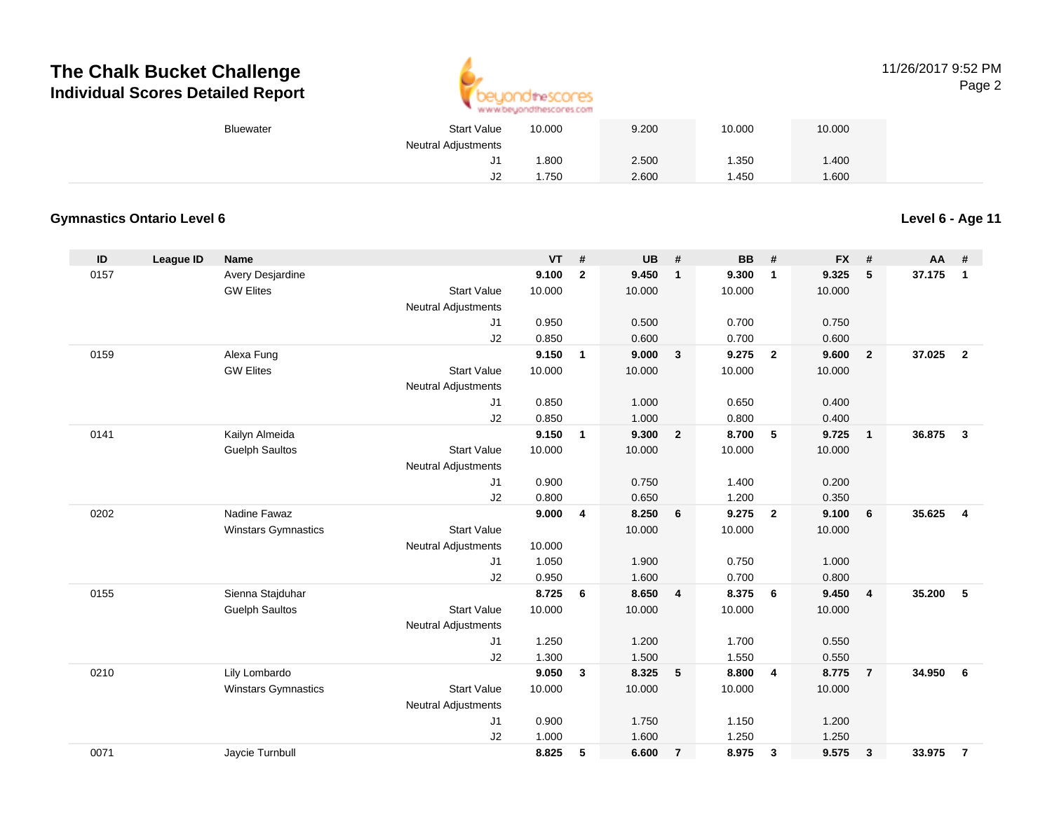# The Chalk Bucket Challenge
## Individual Scores Detailed Report

| | | | | VT | # | UB | # | BB | # | FX | # | AA | # |
|---|---|---|---|---|---|---|---|---|---|---|---|---|---|
| | | Bluewater | Start Value | 10.000 | | 9.200 | | 10.000 | | 10.000 | | | |
| | | | Neutral Adjustments | | | | | | | | | | |
| | | | J1 | 1.800 | | 2.500 | | 1.350 | | 1.400 | | | |
| | | | J2 | 1.750 | | 2.600 | | 1.450 | | 1.600 | | | |

### Gymnastics Ontario Level 6

**Level 6 - Age 11**

| ID | League ID | Name | | VT | # | UB | # | BB | # | FX | # | AA | # |
|---|---|---|---|---|---|---|---|---|---|---|---|---|---|
| 0157 | | Avery Desjardine | | **9.100** | **2** | **9.450** | **1** | **9.300** | **1** | **9.325** | **5** | **37.175** | **1** |
| | | GW Elites | Start Value | 10.000 | | 10.000 | | 10.000 | | 10.000 | | | |
| | | | Neutral Adjustments | | | | | | | | | | |
| | | | J1 | 0.950 | | 0.500 | | 0.700 | | 0.750 | | | |
| | | | J2 | 0.850 | | 0.600 | | 0.700 | | 0.600 | | | |
| 0159 | | Alexa Fung | | **9.150** | **1** | **9.000** | **3** | **9.275** | **2** | **9.600** | **2** | **37.025** | **2** |
| | | GW Elites | Start Value | 10.000 | | 10.000 | | 10.000 | | 10.000 | | | |
| | | | Neutral Adjustments | | | | | | | | | | |
| | | | J1 | 0.850 | | 1.000 | | 0.650 | | 0.400 | | | |
| | | | J2 | 0.850 | | 1.000 | | 0.800 | | 0.400 | | | |
| 0141 | | Kailyn Almeida | | **9.150** | **1** | **9.300** | **2** | **8.700** | **5** | **9.725** | **1** | **36.875** | **3** |
| | | Guelph Saultos | Start Value | 10.000 | | 10.000 | | 10.000 | | 10.000 | | | |
| | | | Neutral Adjustments | | | | | | | | | | |
| | | | J1 | 0.900 | | 0.750 | | 1.400 | | 0.200 | | | |
| | | | J2 | 0.800 | | 0.650 | | 1.200 | | 0.350 | | | |
| 0202 | | Nadine Fawaz | | **9.000** | **4** | **8.250** | **6** | **9.275** | **2** | **9.100** | **6** | **35.625** | **4** |
| | | Winstars Gymnastics | Start Value | | | 10.000 | | 10.000 | | 10.000 | | | |
| | | | Neutral Adjustments | 10.000 | | | | | | | | | |
| | | | J1 | 1.050 | | 1.900 | | 0.750 | | 1.000 | | | |
| | | | J2 | 0.950 | | 1.600 | | 0.700 | | 0.800 | | | |
| 0155 | | Sienna Stajduhar | | **8.725** | **6** | **8.650** | **4** | **8.375** | **6** | **9.450** | **4** | **35.200** | **5** |
| | | Guelph Saultos | Start Value | 10.000 | | 10.000 | | 10.000 | | 10.000 | | | |
| | | | Neutral Adjustments | | | | | | | | | | |
| | | | J1 | 1.250 | | 1.200 | | 1.700 | | 0.550 | | | |
| | | | J2 | 1.300 | | 1.500 | | 1.550 | | 0.550 | | | |
| 0210 | | Lily Lombardo | | **9.050** | **3** | **8.325** | **5** | **8.800** | **4** | **8.775** | **7** | **34.950** | **6** |
| | | Winstars Gymnastics | Start Value | 10.000 | | 10.000 | | 10.000 | | 10.000 | | | |
| | | | Neutral Adjustments | | | | | | | | | | |
| | | | J1 | 0.900 | | 1.750 | | 1.150 | | 1.200 | | | |
| | | | J2 | 1.000 | | 1.600 | | 1.250 | | 1.250 | | | |
| 0071 | | Jaycie Turnbull | | **8.825** | **5** | **6.600** | **7** | **8.975** | **3** | **9.575** | **3** | **33.975** | **7** |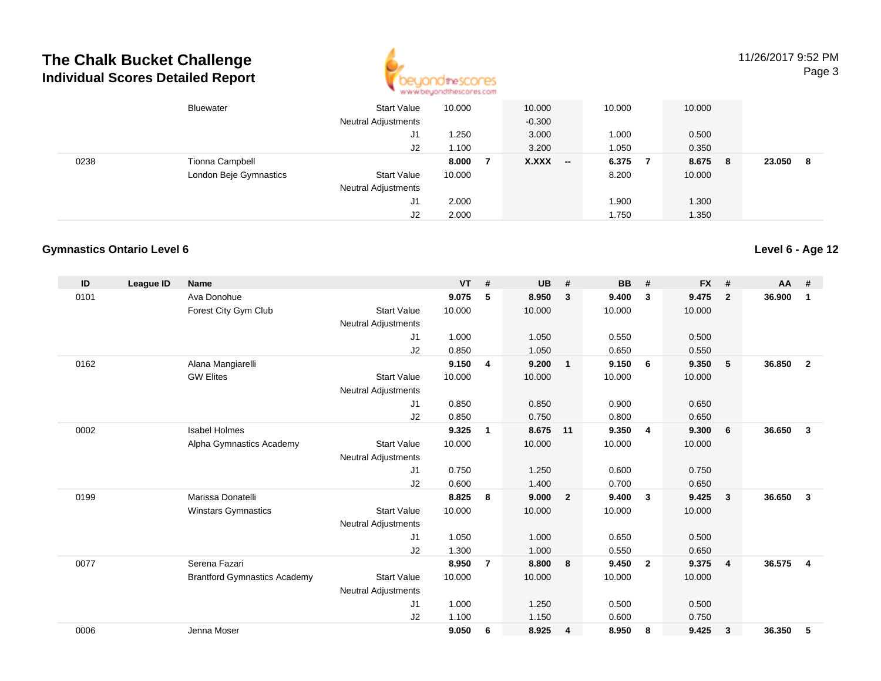# The Chalk Bucket Challenge
## Individual Scores Detailed Report

| ID | League ID | Name | | VT | # | UB | # | BB | # | FX | # | AA | # |
|---|---|---|---|---|---|---|---|---|---|---|---|---|---|
| | | Bluewater | Start Value | 10.000 | | 10.000 | | 10.000 | | 10.000 | | | |
| | | | Neutral Adjustments | | | -0.300 | | | | | | | |
| | | | J1 | 1.250 | | 3.000 | | 1.000 | | 0.500 | | | |
| | | | J2 | 1.100 | | 3.200 | | 1.050 | | 0.350 | | | |
| 0238 | | Tionna Campbell | | **8.000** | **7** | **X.XXX** | **--** | **6.375** | **7** | **8.675** | **8** | **23.050** | **8** |
| | | London Beje Gymnastics | Start Value | 10.000 | | | | 8.200 | | 10.000 | | | |
| | | | Neutral Adjustments | | | | | | | | | | |
| | | | J1 | 2.000 | | | | 1.900 | | 1.300 | | | |
| | | | J2 | 2.000 | | | | 1.750 | | 1.350 | | | |

### Gymnastics Ontario Level 6

**Level 6 - Age 12**

| ID | League ID | Name | | VT | # | UB | # | BB | # | FX | # | AA | # |
|---|---|---|---|---|---|---|---|---|---|---|---|---|---|
| 0101 | | Ava Donohue | | **9.075** | **5** | **8.950** | **3** | **9.400** | **3** | **9.475** | **2** | **36.900** | **1** |
| | | Forest City Gym Club | Start Value | 10.000 | | 10.000 | | 10.000 | | 10.000 | | | |
| | | | Neutral Adjustments | | | | | | | | | | |
| | | | J1 | 1.000 | | 1.050 | | 0.550 | | 0.500 | | | |
| | | | J2 | 0.850 | | 1.050 | | 0.650 | | 0.550 | | | |
| 0162 | | Alana Mangiarelli | | **9.150** | **4** | **9.200** | **1** | **9.150** | **6** | **9.350** | **5** | **36.850** | **2** |
| | | GW Elites | Start Value | 10.000 | | 10.000 | | 10.000 | | 10.000 | | | |
| | | | Neutral Adjustments | | | | | | | | | | |
| | | | J1 | 0.850 | | 0.850 | | 0.900 | | 0.650 | | | |
| | | | J2 | 0.850 | | 0.750 | | 0.800 | | 0.650 | | | |
| 0002 | | Isabel Holmes | | **9.325** | **1** | **8.675** | **11** | **9.350** | **4** | **9.300** | **6** | **36.650** | **3** |
| | | Alpha Gymnastics Academy | Start Value | 10.000 | | 10.000 | | 10.000 | | 10.000 | | | |
| | | | Neutral Adjustments | | | | | | | | | | |
| | | | J1 | 0.750 | | 1.250 | | 0.600 | | 0.750 | | | |
| | | | J2 | 0.600 | | 1.400 | | 0.700 | | 0.650 | | | |
| 0199 | | Marissa Donatelli | | **8.825** | **8** | **9.000** | **2** | **9.400** | **3** | **9.425** | **3** | **36.650** | **3** |
| | | Winstars Gymnastics | Start Value | 10.000 | | 10.000 | | 10.000 | | 10.000 | | | |
| | | | Neutral Adjustments | | | | | | | | | | |
| | | | J1 | 1.050 | | 1.000 | | 0.650 | | 0.500 | | | |
| | | | J2 | 1.300 | | 1.000 | | 0.550 | | 0.650 | | | |
| 0077 | | Serena Fazari | | **8.950** | **7** | **8.800** | **8** | **9.450** | **2** | **9.375** | **4** | **36.575** | **4** |
| | | Brantford Gymnastics Academy | Start Value | 10.000 | | 10.000 | | 10.000 | | 10.000 | | | |
| | | | Neutral Adjustments | | | | | | | | | | |
| | | | J1 | 1.000 | | 1.250 | | 0.500 | | 0.500 | | | |
| | | | J2 | 1.100 | | 1.150 | | 0.600 | | 0.750 | | | |
| 0006 | | Jenna Moser | | **9.050** | **6** | **8.925** | **4** | **8.950** | **8** | **9.425** | **3** | **36.350** | **5** |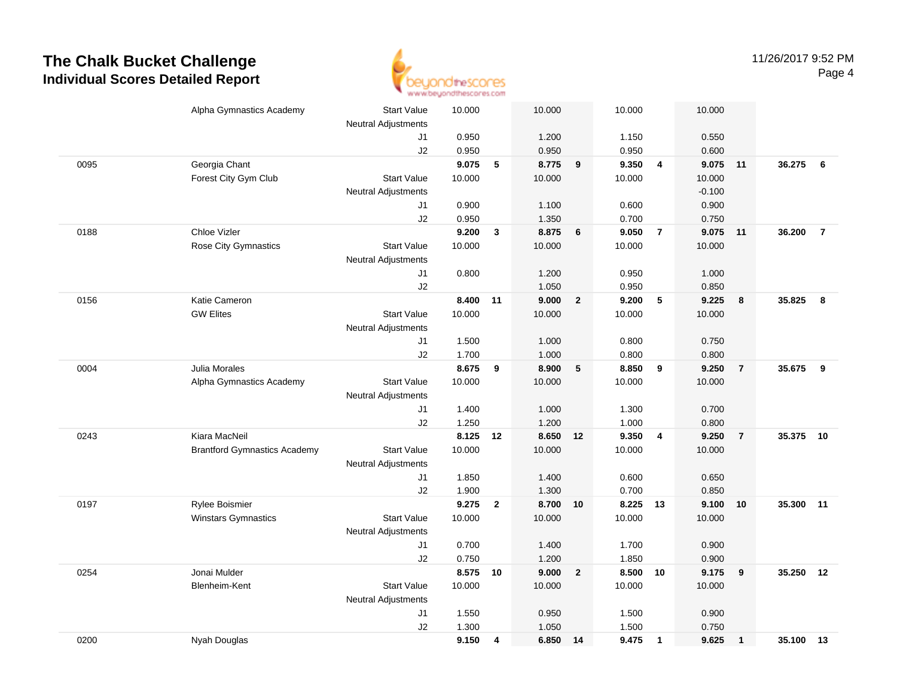# The Chalk Bucket Challenge
## Individual Scores Detailed Report

| | | | | | | | | | | | | |
|---|---|---|---|---|---|---|---|---|---|---|---|---|
| | Alpha Gymnastics Academy | Start Value | 10.000 | | 10.000 | | 10.000 | | 10.000 | | | |
| | | Neutral Adjustments | | | | | | | | | | |
| | | J1 | 0.950 | | 1.200 | | 1.150 | | 0.550 | | | |
| | | J2 | 0.950 | | 0.950 | | 0.950 | | 0.600 | | | |
| 0095 | Georgia Chant | | **9.075** | **5** | **8.775** | **9** | **9.350** | **4** | **9.075** | **11** | **36.275** | **6** |
| | Forest City Gym Club | Start Value | 10.000 | | 10.000 | | 10.000 | | 10.000 | | | |
| | | Neutral Adjustments | | | | | | | -0.100 | | | |
| | | J1 | 0.900 | | 1.100 | | 0.600 | | 0.900 | | | |
| | | J2 | 0.950 | | 1.350 | | 0.700 | | 0.750 | | | |
| 0188 | Chloe Vizler | | **9.200** | **3** | **8.875** | **6** | **9.050** | **7** | **9.075** | **11** | **36.200** | **7** |
| | Rose City Gymnastics | Start Value | 10.000 | | 10.000 | | 10.000 | | 10.000 | | | |
| | | Neutral Adjustments | | | | | | | | | | |
| | | J1 | 0.800 | | 1.200 | | 0.950 | | 1.000 | | | |
| | | J2 | | | 1.050 | | 0.950 | | 0.850 | | | |
| 0156 | Katie Cameron | | **8.400** | **11** | **9.000** | **2** | **9.200** | **5** | **9.225** | **8** | **35.825** | **8** |
| | GW Elites | Start Value | 10.000 | | 10.000 | | 10.000 | | 10.000 | | | |
| | | Neutral Adjustments | | | | | | | | | | |
| | | J1 | 1.500 | | 1.000 | | 0.800 | | 0.750 | | | |
| | | J2 | 1.700 | | 1.000 | | 0.800 | | 0.800 | | | |
| 0004 | Julia Morales | | **8.675** | **9** | **8.900** | **5** | **8.850** | **9** | **9.250** | **7** | **35.675** | **9** |
| | Alpha Gymnastics Academy | Start Value | 10.000 | | 10.000 | | 10.000 | | 10.000 | | | |
| | | Neutral Adjustments | | | | | | | | | | |
| | | J1 | 1.400 | | 1.000 | | 1.300 | | 0.700 | | | |
| | | J2 | 1.250 | | 1.200 | | 1.000 | | 0.800 | | | |
| 0243 | Kiara MacNeil | | **8.125** | **12** | **8.650** | **12** | **9.350** | **4** | **9.250** | **7** | **35.375** | **10** |
| | Brantford Gymnastics Academy | Start Value | 10.000 | | 10.000 | | 10.000 | | 10.000 | | | |
| | | Neutral Adjustments | | | | | | | | | | |
| | | J1 | 1.850 | | 1.400 | | 0.600 | | 0.650 | | | |
| | | J2 | 1.900 | | 1.300 | | 0.700 | | 0.850 | | | |
| 0197 | Rylee Boismier | | **9.275** | **2** | **8.700** | **10** | **8.225** | **13** | **9.100** | **10** | **35.300** | **11** |
| | Winstars Gymnastics | Start Value | 10.000 | | 10.000 | | 10.000 | | 10.000 | | | |
| | | Neutral Adjustments | | | | | | | | | | |
| | | J1 | 0.700 | | 1.400 | | 1.700 | | 0.900 | | | |
| | | J2 | 0.750 | | 1.200 | | 1.850 | | 0.900 | | | |
| 0254 | Jonai Mulder | | **8.575** | **10** | **9.000** | **2** | **8.500** | **10** | **9.175** | **9** | **35.250** | **12** |
| | Blenheim-Kent | Start Value | 10.000 | | 10.000 | | 10.000 | | 10.000 | | | |
| | | Neutral Adjustments | | | | | | | | | | |
| | | J1 | 1.550 | | 0.950 | | 1.500 | | 0.900 | | | |
| | | J2 | 1.300 | | 1.050 | | 1.500 | | 0.750 | | | |
| 0200 | Nyah Douglas | | **9.150** | **4** | **6.850** | **14** | **9.475** | **1** | **9.625** | **1** | **35.100** | **13** |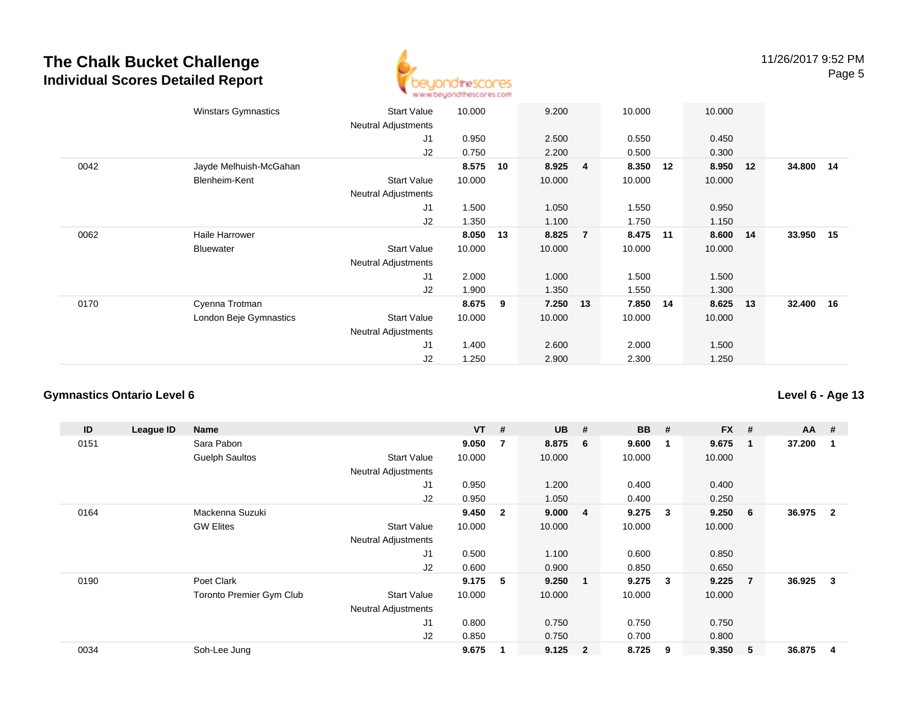# The Chalk Bucket Challenge
## Individual Scores Detailed Report

11/26/2017 9:52 PM

| ID | League ID | Name | | VT | # | UB | # | BB | # | FX | # | AA | # |
|---|---|---|---|---|---|---|---|---|---|---|---|---|---|
| | | Winstars Gymnastics | Start Value | 10.000 | | 9.200 | | 10.000 | | 10.000 | | | |
| | | | Neutral Adjustments | | | | | | | | | | |
| | | | J1 | 0.950 | | 2.500 | | 0.550 | | 0.450 | | | |
| | | | J2 | 0.750 | | 2.200 | | 0.500 | | 0.300 | | | |
| 0042 | | Jayde Melhuish-McGahan | | **8.575** | **10** | **8.925** | **4** | **8.350** | **12** | **8.950** | **12** | **34.800** | **14** |
| | | Blenheim-Kent | Start Value | 10.000 | | 10.000 | | 10.000 | | 10.000 | | | |
| | | | Neutral Adjustments | | | | | | | | | | |
| | | | J1 | 1.500 | | 1.050 | | 1.550 | | 0.950 | | | |
| | | | J2 | 1.350 | | 1.100 | | 1.750 | | 1.150 | | | |
| 0062 | | Haile Harrower | | **8.050** | **13** | **8.825** | **7** | **8.475** | **11** | **8.600** | **14** | **33.950** | **15** |
| | | Bluewater | Start Value | 10.000 | | 10.000 | | 10.000 | | 10.000 | | | |
| | | | Neutral Adjustments | | | | | | | | | | |
| | | | J1 | 2.000 | | 1.000 | | 1.500 | | 1.500 | | | |
| | | | J2 | 1.900 | | 1.350 | | 1.550 | | 1.300 | | | |
| 0170 | | Cyenna Trotman | | **8.675** | **9** | **7.250** | **13** | **7.850** | **14** | **8.625** | **13** | **32.400** | **16** |
| | | London Beje Gymnastics | Start Value | 10.000 | | 10.000 | | 10.000 | | 10.000 | | | |
| | | | Neutral Adjustments | | | | | | | | | | |
| | | | J1 | 1.400 | | 2.600 | | 2.000 | | 1.500 | | | |
| | | | J2 | 1.250 | | 2.900 | | 2.300 | | 1.250 | | | |

### Gymnastics Ontario Level 6

**Level 6 - Age 13**

| ID | League ID | Name | | VT | # | UB | # | BB | # | FX | # | AA | # |
|---|---|---|---|---|---|---|---|---|---|---|---|---|---|
| 0151 | | Sara Pabon | | **9.050** | **7** | **8.875** | **6** | **9.600** | **1** | **9.675** | **1** | **37.200** | **1** |
| | | Guelph Saultos | Start Value | 10.000 | | 10.000 | | 10.000 | | 10.000 | | | |
| | | | Neutral Adjustments | | | | | | | | | | |
| | | | J1 | 0.950 | | 1.200 | | 0.400 | | 0.400 | | | |
| | | | J2 | 0.950 | | 1.050 | | 0.400 | | 0.250 | | | |
| 0164 | | Mackenna Suzuki | | **9.450** | **2** | **9.000** | **4** | **9.275** | **3** | **9.250** | **6** | **36.975** | **2** |
| | | GW Elites | Start Value | 10.000 | | 10.000 | | 10.000 | | 10.000 | | | |
| | | | Neutral Adjustments | | | | | | | | | | |
| | | | J1 | 0.500 | | 1.100 | | 0.600 | | 0.850 | | | |
| | | | J2 | 0.600 | | 0.900 | | 0.850 | | 0.650 | | | |
| 0190 | | Poet Clark | | **9.175** | **5** | **9.250** | **1** | **9.275** | **3** | **9.225** | **7** | **36.925** | **3** |
| | | Toronto Premier Gym Club | Start Value | 10.000 | | 10.000 | | 10.000 | | 10.000 | | | |
| | | | Neutral Adjustments | | | | | | | | | | |
| | | | J1 | 0.800 | | 0.750 | | 0.750 | | 0.750 | | | |
| | | | J2 | 0.850 | | 0.750 | | 0.700 | | 0.800 | | | |
| 0034 | | Soh-Lee Jung | | **9.675** | **1** | **9.125** | **2** | **8.725** | **9** | **9.350** | **5** | **36.875** | **4** |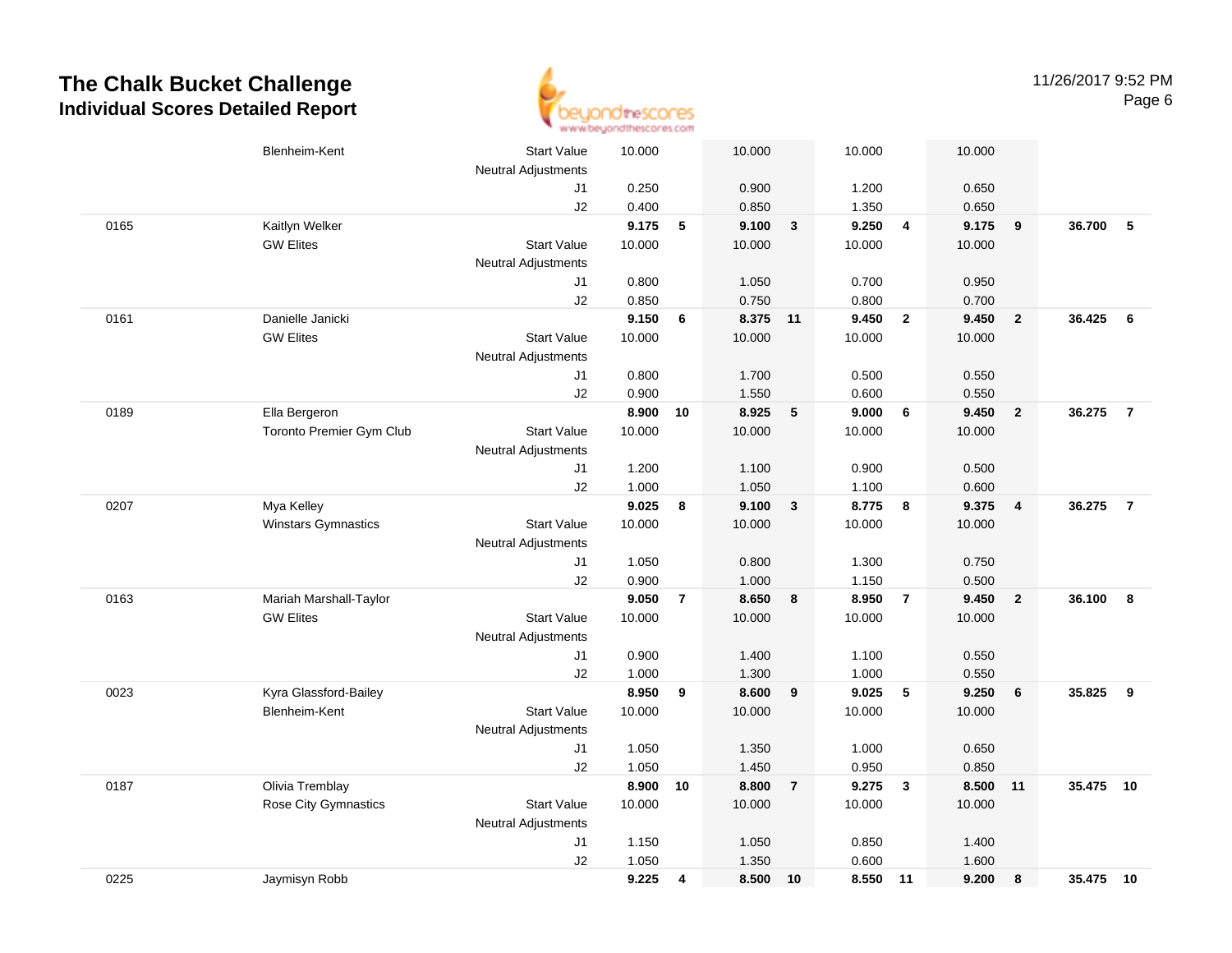# The Chalk Bucket Challenge

## Individual Scores Detailed Report

| | | | | | | | | | | | | |
|---|---|---|---|---|---|---|---|---|---|---|---|---|
| | Blenheim-Kent | Start Value | 10.000 | | 10.000 | | 10.000 | | 10.000 | | | |
| | | Neutral Adjustments | | | | | | | | | | |
| | | J1 | 0.250 | | 0.900 | | 1.200 | | 0.650 | | | |
| | | J2 | 0.400 | | 0.850 | | 1.350 | | 0.650 | | | |
| 0165 | Kaitlyn Welker | | **9.175** | **5** | **9.100** | **3** | **9.250** | **4** | **9.175** | **9** | **36.700** | **5** |
| | GW Elites | Start Value | 10.000 | | 10.000 | | 10.000 | | 10.000 | | | |
| | | Neutral Adjustments | | | | | | | | | | |
| | | J1 | 0.800 | | 1.050 | | 0.700 | | 0.950 | | | |
| | | J2 | 0.850 | | 0.750 | | 0.800 | | 0.700 | | | |
| 0161 | Danielle Janicki | | **9.150** | **6** | **8.375** | **11** | **9.450** | **2** | **9.450** | **2** | **36.425** | **6** |
| | GW Elites | Start Value | 10.000 | | 10.000 | | 10.000 | | 10.000 | | | |
| | | Neutral Adjustments | | | | | | | | | | |
| | | J1 | 0.800 | | 1.700 | | 0.500 | | 0.550 | | | |
| | | J2 | 0.900 | | 1.550 | | 0.600 | | 0.550 | | | |
| 0189 | Ella Bergeron | | **8.900** | **10** | **8.925** | **5** | **9.000** | **6** | **9.450** | **2** | **36.275** | **7** |
| | Toronto Premier Gym Club | Start Value | 10.000 | | 10.000 | | 10.000 | | 10.000 | | | |
| | | Neutral Adjustments | | | | | | | | | | |
| | | J1 | 1.200 | | 1.100 | | 0.900 | | 0.500 | | | |
| | | J2 | 1.000 | | 1.050 | | 1.100 | | 0.600 | | | |
| 0207 | Mya Kelley | | **9.025** | **8** | **9.100** | **3** | **8.775** | **8** | **9.375** | **4** | **36.275** | **7** |
| | Winstars Gymnastics | Start Value | 10.000 | | 10.000 | | 10.000 | | 10.000 | | | |
| | | Neutral Adjustments | | | | | | | | | | |
| | | J1 | 1.050 | | 0.800 | | 1.300 | | 0.750 | | | |
| | | J2 | 0.900 | | 1.000 | | 1.150 | | 0.500 | | | |
| 0163 | Mariah Marshall-Taylor | | **9.050** | **7** | **8.650** | **8** | **8.950** | **7** | **9.450** | **2** | **36.100** | **8** |
| | GW Elites | Start Value | 10.000 | | 10.000 | | 10.000 | | 10.000 | | | |
| | | Neutral Adjustments | | | | | | | | | | |
| | | J1 | 0.900 | | 1.400 | | 1.100 | | 0.550 | | | |
| | | J2 | 1.000 | | 1.300 | | 1.000 | | 0.550 | | | |
| 0023 | Kyra Glassford-Bailey | | **8.950** | **9** | **8.600** | **9** | **9.025** | **5** | **9.250** | **6** | **35.825** | **9** |
| | Blenheim-Kent | Start Value | 10.000 | | 10.000 | | 10.000 | | 10.000 | | | |
| | | Neutral Adjustments | | | | | | | | | | |
| | | J1 | 1.050 | | 1.350 | | 1.000 | | 0.650 | | | |
| | | J2 | 1.050 | | 1.450 | | 0.950 | | 0.850 | | | |
| 0187 | Olivia Tremblay | | **8.900** | **10** | **8.800** | **7** | **9.275** | **3** | **8.500** | **11** | **35.475** | **10** |
| | Rose City Gymnastics | Start Value | 10.000 | | 10.000 | | 10.000 | | 10.000 | | | |
| | | Neutral Adjustments | | | | | | | | | | |
| | | J1 | 1.150 | | 1.050 | | 0.850 | | 1.400 | | | |
| | | J2 | 1.050 | | 1.350 | | 0.600 | | 1.600 | | | |
| 0225 | Jaymisyn Robb | | **9.225** | **4** | **8.500** | **10** | **8.550** | **11** | **9.200** | **8** | **35.475** | **10** |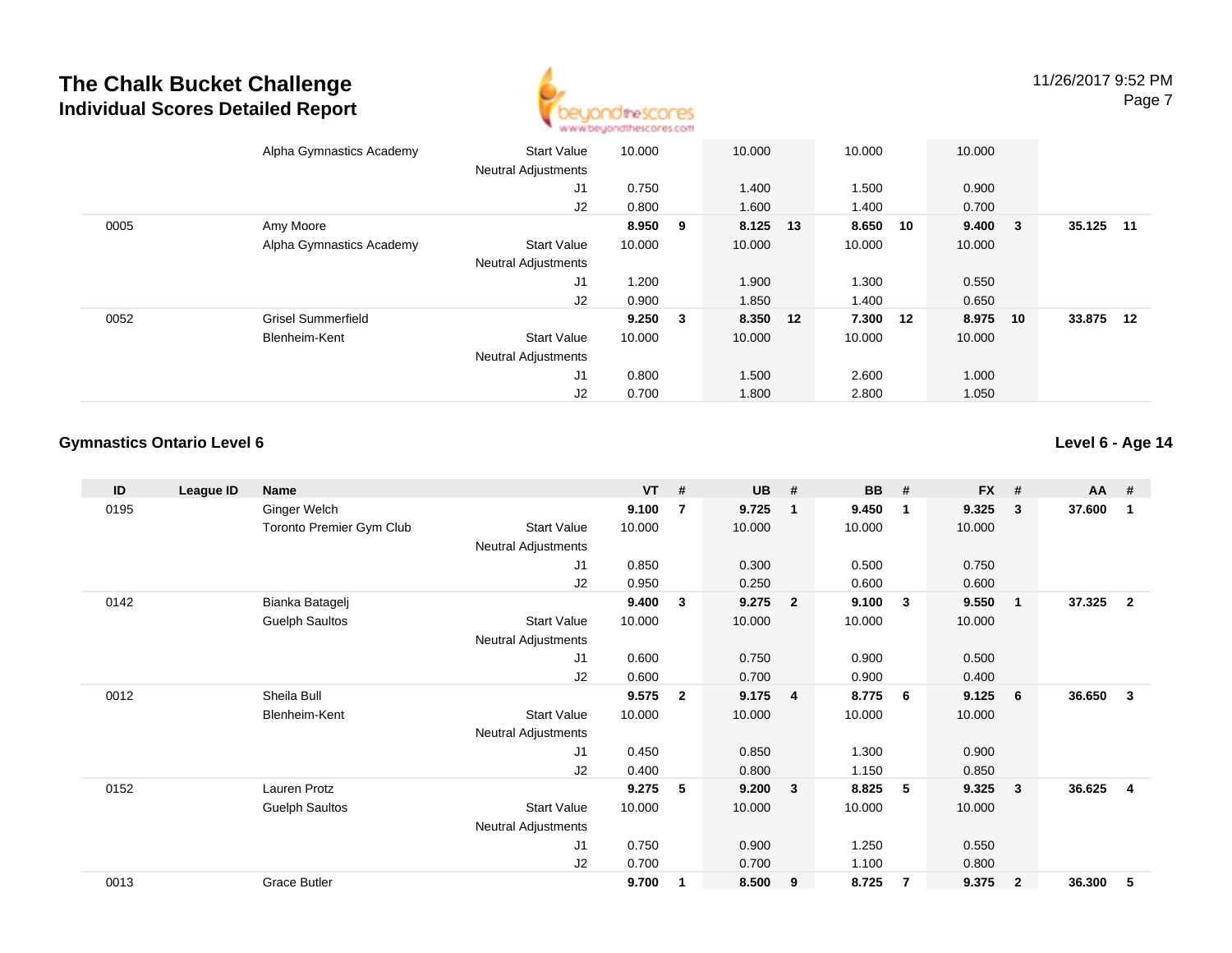# The Chalk Bucket Challenge
## Individual Scores Detailed Report

11/26/2017 9:52 PM

| ID | League ID | Name | | VT | # | UB | # | BB | # | FX | # | AA | # |
|---|---|---|---|---|---|---|---|---|---|---|---|---|---|
| | | Alpha Gymnastics Academy | Start Value | 10.000 | | 10.000 | | 10.000 | | 10.000 | | | |
| | | | Neutral Adjustments | | | | | | | | | | |
| | | | J1 | 0.750 | | 1.400 | | 1.500 | | 0.900 | | | |
| | | | J2 | 0.800 | | 1.600 | | 1.400 | | 0.700 | | | |
| 0005 | | Amy Moore | | 8.950 | 9 | 8.125 | 13 | 8.650 | 10 | 9.400 | 3 | 35.125 | 11 |
| | | Alpha Gymnastics Academy | Start Value | 10.000 | | 10.000 | | 10.000 | | 10.000 | | | |
| | | | Neutral Adjustments | | | | | | | | | | |
| | | | J1 | 1.200 | | 1.900 | | 1.300 | | 0.550 | | | |
| | | | J2 | 0.900 | | 1.850 | | 1.400 | | 0.650 | | | |
| 0052 | | Grisel Summerfield | | 9.250 | 3 | 8.350 | 12 | 7.300 | 12 | 8.975 | 10 | 33.875 | 12 |
| | | Blenheim-Kent | Start Value | 10.000 | | 10.000 | | 10.000 | | 10.000 | | | |
| | | | Neutral Adjustments | | | | | | | | | | |
| | | | J1 | 0.800 | | 1.500 | | 2.600 | | 1.000 | | | |
| | | | J2 | 0.700 | | 1.800 | | 2.800 | | 1.050 | | | |

### Gymnastics Ontario Level 6

**Level 6 - Age 14**

| ID | League ID | Name | | VT | # | UB | # | BB | # | FX | # | AA | # |
|---|---|---|---|---|---|---|---|---|---|---|---|---|---|
| 0195 | | Ginger Welch | | 9.100 | 7 | 9.725 | 1 | 9.450 | 1 | 9.325 | 3 | 37.600 | 1 |
| | | Toronto Premier Gym Club | Start Value | 10.000 | | 10.000 | | 10.000 | | 10.000 | | | |
| | | | Neutral Adjustments | | | | | | | | | | |
| | | | J1 | 0.850 | | 0.300 | | 0.500 | | 0.750 | | | |
| | | | J2 | 0.950 | | 0.250 | | 0.600 | | 0.600 | | | |
| 0142 | | Bianka Batagelj | | 9.400 | 3 | 9.275 | 2 | 9.100 | 3 | 9.550 | 1 | 37.325 | 2 |
| | | Guelph Saultos | Start Value | 10.000 | | 10.000 | | 10.000 | | 10.000 | | | |
| | | | Neutral Adjustments | | | | | | | | | | |
| | | | J1 | 0.600 | | 0.750 | | 0.900 | | 0.500 | | | |
| | | | J2 | 0.600 | | 0.700 | | 0.900 | | 0.400 | | | |
| 0012 | | Sheila Bull | | 9.575 | 2 | 9.175 | 4 | 8.775 | 6 | 9.125 | 6 | 36.650 | 3 |
| | | Blenheim-Kent | Start Value | 10.000 | | 10.000 | | 10.000 | | 10.000 | | | |
| | | | Neutral Adjustments | | | | | | | | | | |
| | | | J1 | 0.450 | | 0.850 | | 1.300 | | 0.900 | | | |
| | | | J2 | 0.400 | | 0.800 | | 1.150 | | 0.850 | | | |
| 0152 | | Lauren Protz | | 9.275 | 5 | 9.200 | 3 | 8.825 | 5 | 9.325 | 3 | 36.625 | 4 |
| | | Guelph Saultos | Start Value | 10.000 | | 10.000 | | 10.000 | | 10.000 | | | |
| | | | Neutral Adjustments | | | | | | | | | | |
| | | | J1 | 0.750 | | 0.900 | | 1.250 | | 0.550 | | | |
| | | | J2 | 0.700 | | 0.700 | | 1.100 | | 0.800 | | | |
| 0013 | | Grace Butler | | 9.700 | 1 | 8.500 | 9 | 8.725 | 7 | 9.375 | 2 | 36.300 | 5 |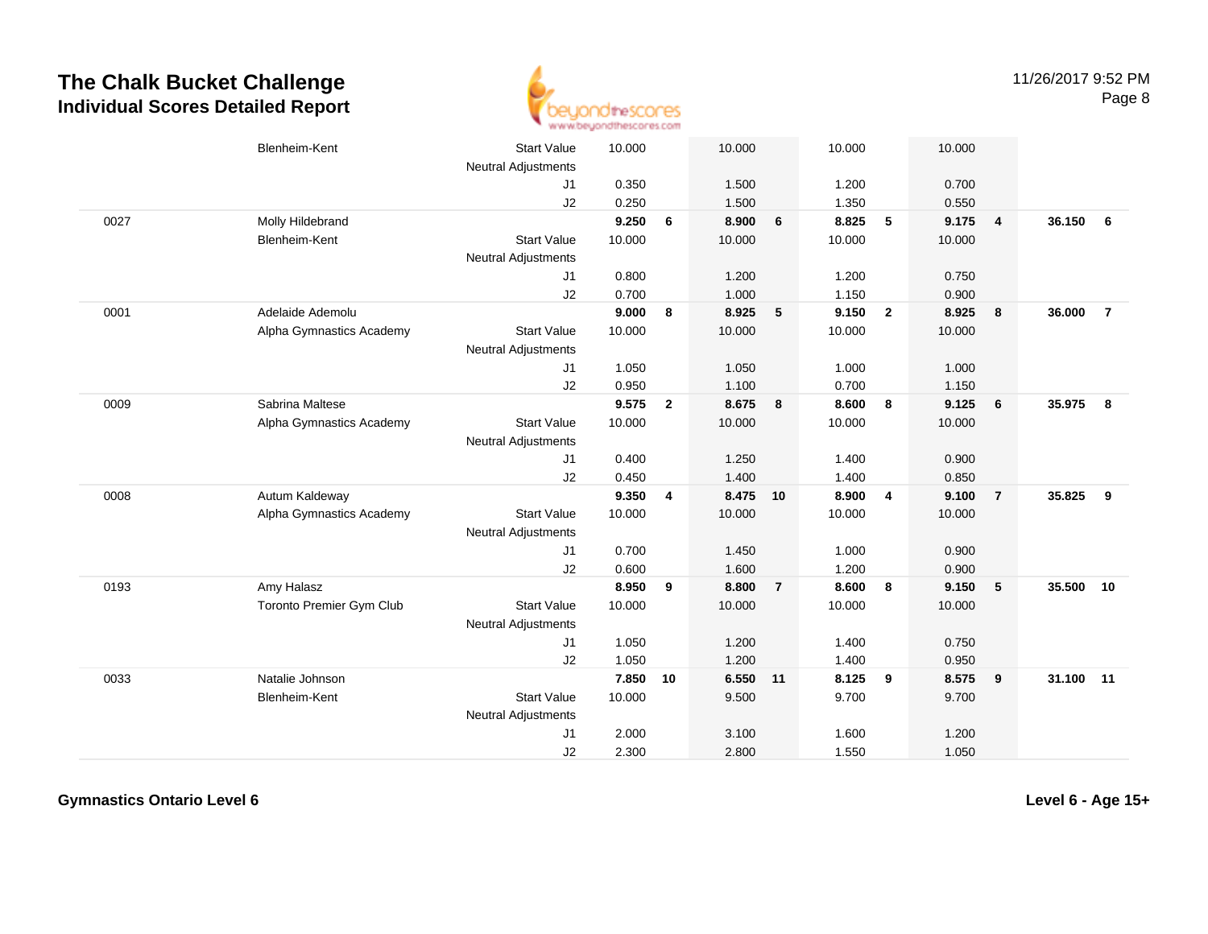# The Chalk Bucket Challenge
## Individual Scores Detailed Report

| | | | | | | | | | | | | |
|---|---|---|---|---|---|---|---|---|---|---|---|---|
| | Blenheim-Kent | Start Value | 10.000 | | 10.000 | | 10.000 | | 10.000 | | | |
| | | Neutral Adjustments | | | | | | | | | | |
| | | J1 | 0.350 | | 1.500 | | 1.200 | | 0.700 | | | |
| | | J2 | 0.250 | | 1.500 | | 1.350 | | 0.550 | | | |
| 0027 | Molly Hildebrand | | **9.250** | **6** | **8.900** | **6** | **8.825** | **5** | **9.175** | **4** | **36.150** | **6** |
| | Blenheim-Kent | Start Value | 10.000 | | 10.000 | | 10.000 | | 10.000 | | | |
| | | Neutral Adjustments | | | | | | | | | | |
| | | J1 | 0.800 | | 1.200 | | 1.200 | | 0.750 | | | |
| | | J2 | 0.700 | | 1.000 | | 1.150 | | 0.900 | | | |
| 0001 | Adelaide Ademolu | | **9.000** | **8** | **8.925** | **5** | **9.150** | **2** | **8.925** | **8** | **36.000** | **7** |
| | Alpha Gymnastics Academy | Start Value | 10.000 | | 10.000 | | 10.000 | | 10.000 | | | |
| | | Neutral Adjustments | | | | | | | | | | |
| | | J1 | 1.050 | | 1.050 | | 1.000 | | 1.000 | | | |
| | | J2 | 0.950 | | 1.100 | | 0.700 | | 1.150 | | | |
| 0009 | Sabrina Maltese | | **9.575** | **2** | **8.675** | **8** | **8.600** | **8** | **9.125** | **6** | **35.975** | **8** |
| | Alpha Gymnastics Academy | Start Value | 10.000 | | 10.000 | | 10.000 | | 10.000 | | | |
| | | Neutral Adjustments | | | | | | | | | | |
| | | J1 | 0.400 | | 1.250 | | 1.400 | | 0.900 | | | |
| | | J2 | 0.450 | | 1.400 | | 1.400 | | 0.850 | | | |
| 0008 | Autum Kaldeway | | **9.350** | **4** | **8.475** | **10** | **8.900** | **4** | **9.100** | **7** | **35.825** | **9** |
| | Alpha Gymnastics Academy | Start Value | 10.000 | | 10.000 | | 10.000 | | 10.000 | | | |
| | | Neutral Adjustments | | | | | | | | | | |
| | | J1 | 0.700 | | 1.450 | | 1.000 | | 0.900 | | | |
| | | J2 | 0.600 | | 1.600 | | 1.200 | | 0.900 | | | |
| 0193 | Amy Halasz | | **8.950** | **9** | **8.800** | **7** | **8.600** | **8** | **9.150** | **5** | **35.500** | **10** |
| | Toronto Premier Gym Club | Start Value | 10.000 | | 10.000 | | 10.000 | | 10.000 | | | |
| | | Neutral Adjustments | | | | | | | | | | |
| | | J1 | 1.050 | | 1.200 | | 1.400 | | 0.750 | | | |
| | | J2 | 1.050 | | 1.200 | | 1.400 | | 0.950 | | | |
| 0033 | Natalie Johnson | | **7.850** | **10** | **6.550** | **11** | **8.125** | **9** | **8.575** | **9** | **31.100** | **11** |
| | Blenheim-Kent | Start Value | 10.000 | | 9.500 | | 9.700 | | 9.700 | | | |
| | | Neutral Adjustments | | | | | | | | | | |
| | | J1 | 2.000 | | 3.100 | | 1.600 | | 1.200 | | | |
| | | J2 | 2.300 | | 2.800 | | 1.550 | | 1.050 | | | |

**Gymnastics Ontario Level 6**

**Level 6 - Age 15+**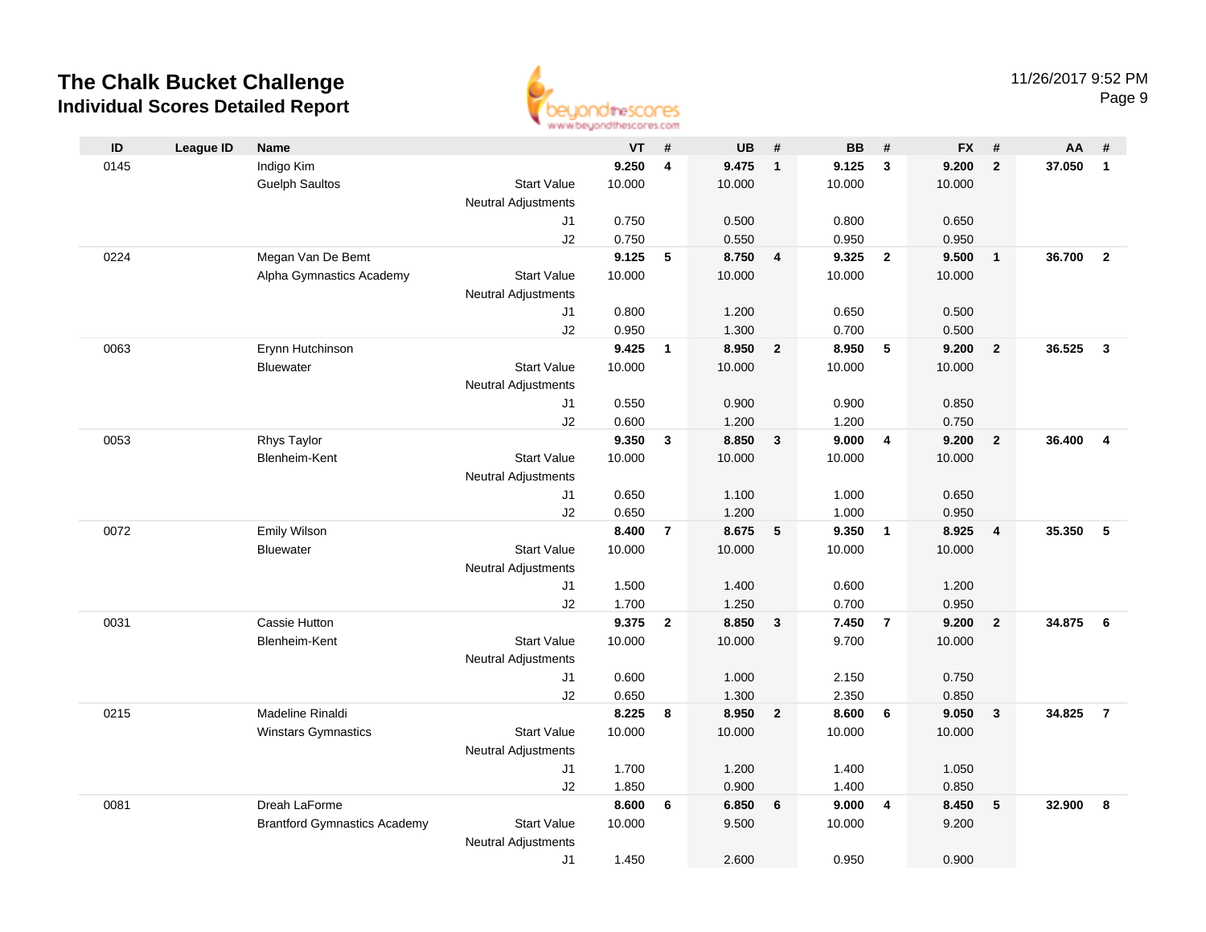# The Chalk Bucket Challenge
## Individual Scores Detailed Report

11/26/2017 9:52 PM

| ID | League ID | Name | | VT | # | UB | # | BB | # | FX | # | AA | # |
|---|---|---|---|---|---|---|---|---|---|---|---|---|---|
| 0145 | | Indigo Kim | | **9.250** | **4** | **9.475** | **1** | **9.125** | **3** | **9.200** | **2** | **37.050** | **1** |
| | | Guelph Saultos | Start Value | 10.000 | | 10.000 | | 10.000 | | 10.000 | | | |
| | | | Neutral Adjustments | | | | | | | | | | |
| | | | J1 | 0.750 | | 0.500 | | 0.800 | | 0.650 | | | |
| | | | J2 | 0.750 | | 0.550 | | 0.950 | | 0.950 | | | |
| 0224 | | Megan Van De Bemt | | **9.125** | **5** | **8.750** | **4** | **9.325** | **2** | **9.500** | **1** | **36.700** | **2** |
| | | Alpha Gymnastics Academy | Start Value | 10.000 | | 10.000 | | 10.000 | | 10.000 | | | |
| | | | Neutral Adjustments | | | | | | | | | | |
| | | | J1 | 0.800 | | 1.200 | | 0.650 | | 0.500 | | | |
| | | | J2 | 0.950 | | 1.300 | | 0.700 | | 0.500 | | | |
| 0063 | | Erynn Hutchinson | | **9.425** | **1** | **8.950** | **2** | **8.950** | **5** | **9.200** | **2** | **36.525** | **3** |
| | | Bluewater | Start Value | 10.000 | | 10.000 | | 10.000 | | 10.000 | | | |
| | | | Neutral Adjustments | | | | | | | | | | |
| | | | J1 | 0.550 | | 0.900 | | 0.900 | | 0.850 | | | |
| | | | J2 | 0.600 | | 1.200 | | 1.200 | | 0.750 | | | |
| 0053 | | Rhys Taylor | | **9.350** | **3** | **8.850** | **3** | **9.000** | **4** | **9.200** | **2** | **36.400** | **4** |
| | | Blenheim-Kent | Start Value | 10.000 | | 10.000 | | 10.000 | | 10.000 | | | |
| | | | Neutral Adjustments | | | | | | | | | | |
| | | | J1 | 0.650 | | 1.100 | | 1.000 | | 0.650 | | | |
| | | | J2 | 0.650 | | 1.200 | | 1.000 | | 0.950 | | | |
| 0072 | | Emily Wilson | | **8.400** | **7** | **8.675** | **5** | **9.350** | **1** | **8.925** | **4** | **35.350** | **5** |
| | | Bluewater | Start Value | 10.000 | | 10.000 | | 10.000 | | 10.000 | | | |
| | | | Neutral Adjustments | | | | | | | | | | |
| | | | J1 | 1.500 | | 1.400 | | 0.600 | | 1.200 | | | |
| | | | J2 | 1.700 | | 1.250 | | 0.700 | | 0.950 | | | |
| 0031 | | Cassie Hutton | | **9.375** | **2** | **8.850** | **3** | **7.450** | **7** | **9.200** | **2** | **34.875** | **6** |
| | | Blenheim-Kent | Start Value | 10.000 | | 10.000 | | 9.700 | | 10.000 | | | |
| | | | Neutral Adjustments | | | | | | | | | | |
| | | | J1 | 0.600 | | 1.000 | | 2.150 | | 0.750 | | | |
| | | | J2 | 0.650 | | 1.300 | | 2.350 | | 0.850 | | | |
| 0215 | | Madeline Rinaldi | | **8.225** | **8** | **8.950** | **2** | **8.600** | **6** | **9.050** | **3** | **34.825** | **7** |
| | | Winstars Gymnastics | Start Value | 10.000 | | 10.000 | | 10.000 | | 10.000 | | | |
| | | | Neutral Adjustments | | | | | | | | | | |
| | | | J1 | 1.700 | | 1.200 | | 1.400 | | 1.050 | | | |
| | | | J2 | 1.850 | | 0.900 | | 1.400 | | 0.850 | | | |
| 0081 | | Dreah LaForme | | **8.600** | **6** | **6.850** | **6** | **9.000** | **4** | **8.450** | **5** | **32.900** | **8** |
| | | Brantford Gymnastics Academy | Start Value | 10.000 | | 9.500 | | 10.000 | | 9.200 | | | |
| | | | Neutral Adjustments | | | | | | | | | | |
| | | | J1 | 1.450 | | 2.600 | | 0.950 | | 0.900 | | | |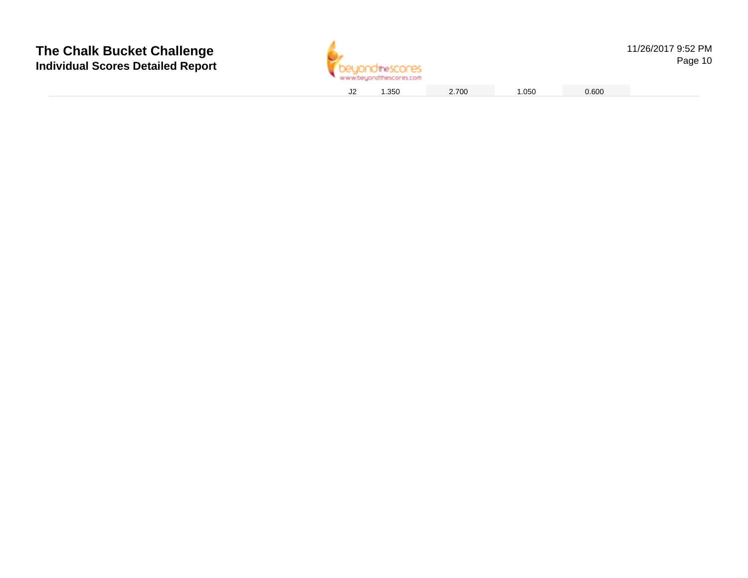| | | | | |
|---|---|---|---|---|
| J2 | 1.350 | 2.700 | 1.050 | 0.600 |